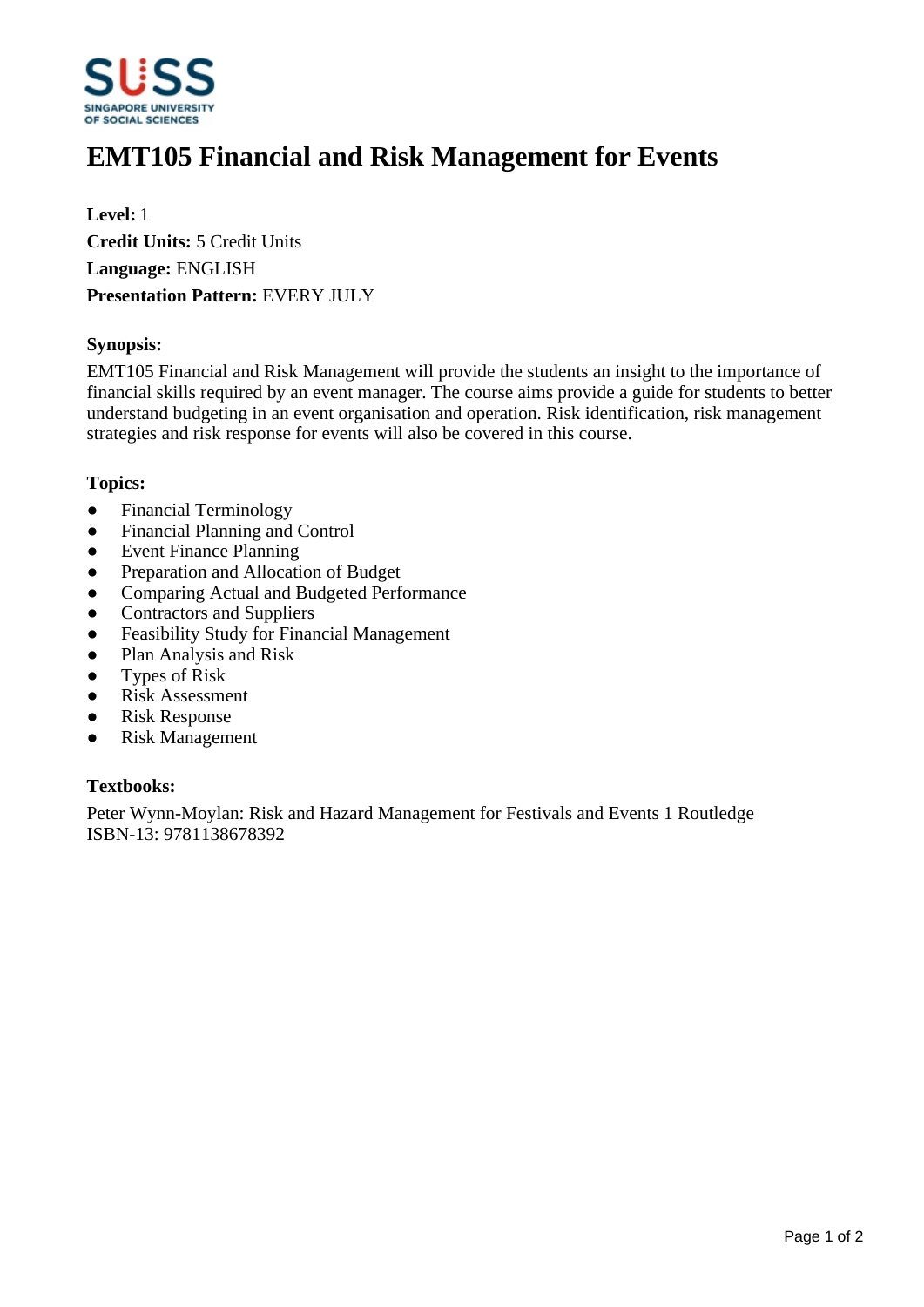# EMT105 Financial and Risk Management for Events

**Level:** 1
**Credit Units:** 5 Credit Units
**Language:** ENGLISH
**Presentation Pattern:** EVERY JULY

### Synopsis:

EMT105 Financial and Risk Management will provide the students an insight to the importance of financial skills required by an event manager. The course aims provide a guide for students to better understand budgeting in an event organisation and operation. Risk identification, risk management strategies and risk response for events will also be covered in this course.

### Topics:

- Financial Terminology
- Financial Planning and Control
- Event Finance Planning
- Preparation and Allocation of Budget
- Comparing Actual and Budgeted Performance
- Contractors and Suppliers
- Feasibility Study for Financial Management
- Plan Analysis and Risk
- Types of Risk
- Risk Assessment
- Risk Response
- Risk Management

### Textbooks:

Peter Wynn-Moylan: Risk and Hazard Management for Festivals and Events 1 Routledge
ISBN-13: 9781138678392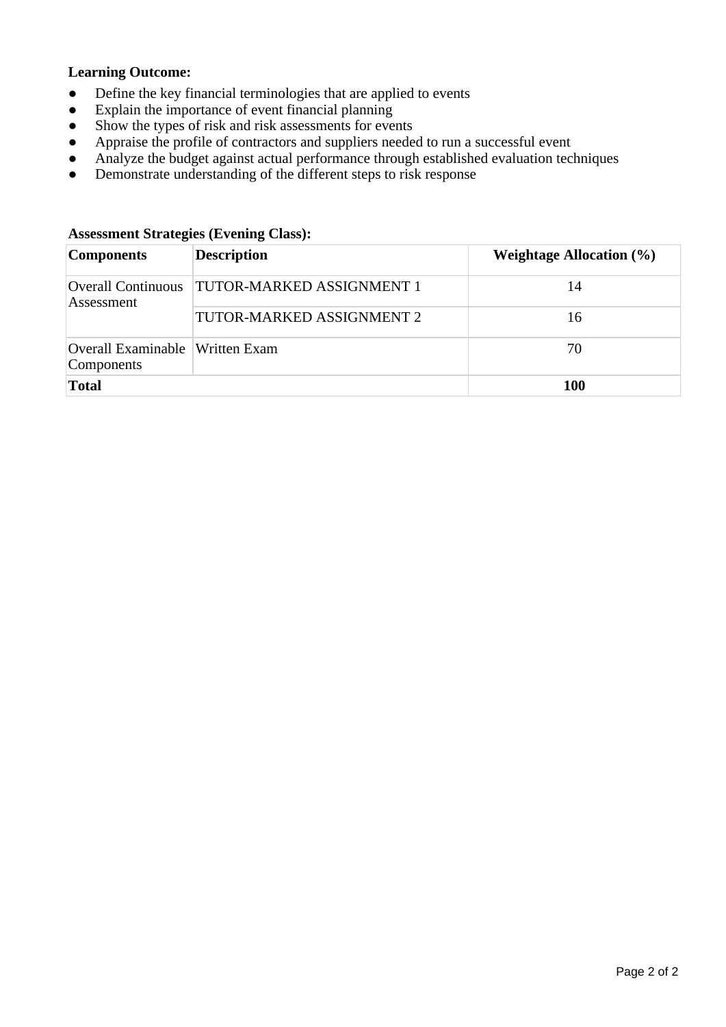**Learning Outcome:**

- Define the key financial terminologies that are applied to events
- Explain the importance of event financial planning
- Show the types of risk and risk assessments for events
- Appraise the profile of contractors and suppliers needed to run a successful event
- Analyze the budget against actual performance through established evaluation techniques
- Demonstrate understanding of the different steps to risk response

**Assessment Strategies (Evening Class):**

| Components | Description | Weightage Allocation (%) |
|---|---|---|
| Overall Continuous Assessment | TUTOR-MARKED ASSIGNMENT 1 | 14 |
| | TUTOR-MARKED ASSIGNMENT 2 | 16 |
| Overall Examinable Components | Written Exam | 70 |
| **Total** | | **100** |